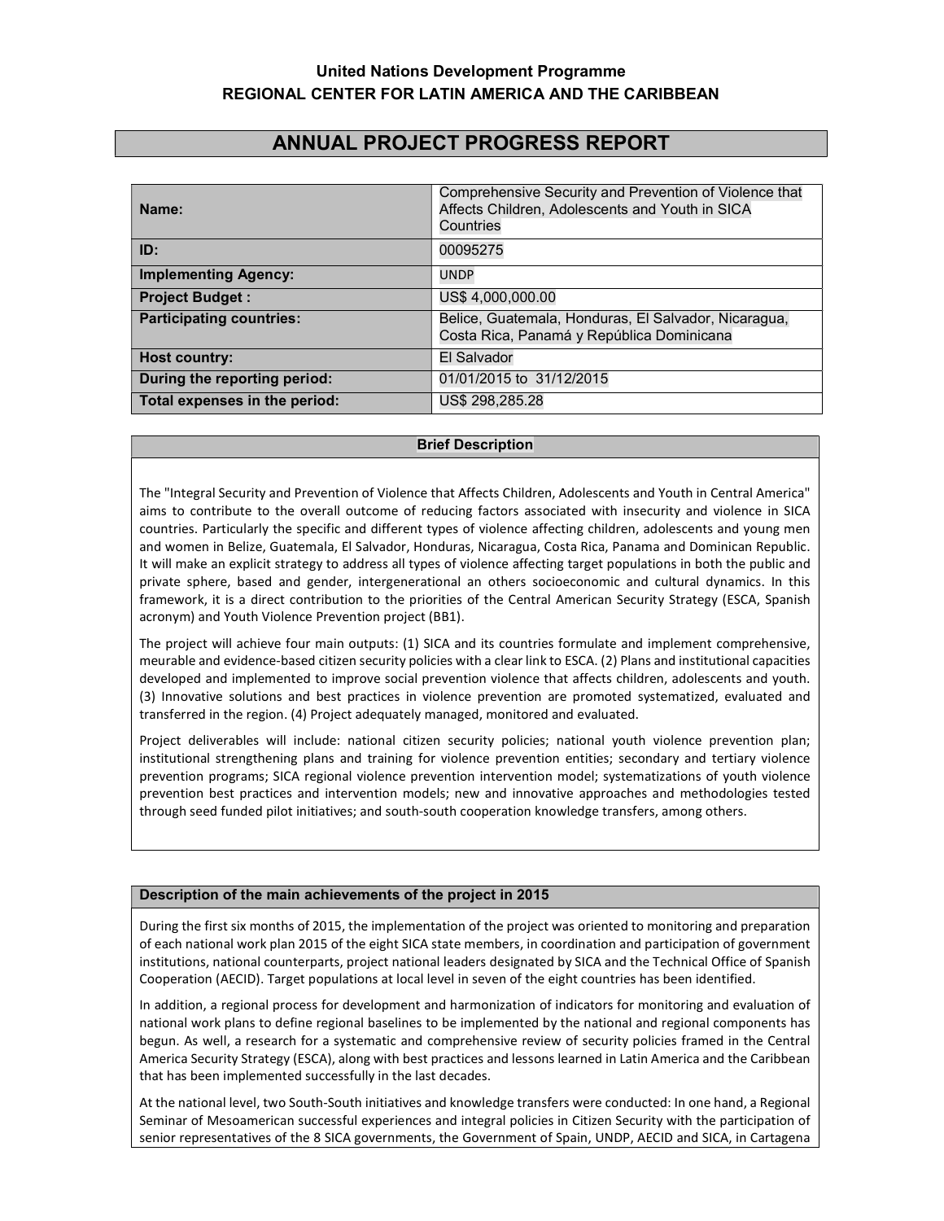**United Nations Development Programme**
**REGIONAL CENTER FOR LATIN AMERICA AND THE CARIBBEAN**

# ANNUAL PROJECT PROGRESS REPORT

| | |
|---|---|
| **Name:** | Comprehensive Security and Prevention of Violence that Affects Children, Adolescents and Youth in SICA Countries |
| **ID:** | 00095275 |
| **Implementing Agency:** | UNDP |
| **Project Budget :** | US$ 4,000,000.00 |
| **Participating countries:** | Belice, Guatemala, Honduras, El Salvador, Nicaragua, Costa Rica, Panamá y República Dominicana |
| **Host country:** | El Salvador |
| **During the reporting period:** | 01/01/2015 to 31/12/2015 |
| **Total expenses in the period:** | US$ 298,285.28 |

## Brief Description

The "Integral Security and Prevention of Violence that Affects Children, Adolescents and Youth in Central America" aims to contribute to the overall outcome of reducing factors associated with insecurity and violence in SICA countries. Particularly the specific and different types of violence affecting children, adolescents and young men and women in Belize, Guatemala, El Salvador, Honduras, Nicaragua, Costa Rica, Panama and Dominican Republic. It will make an explicit strategy to address all types of violence affecting target populations in both the public and private sphere, based and gender, intergenerational an others socioeconomic and cultural dynamics. In this framework, it is a direct contribution to the priorities of the Central American Security Strategy (ESCA, Spanish acronym) and Youth Violence Prevention project (BB1).

The project will achieve four main outputs: (1) SICA and its countries formulate and implement comprehensive, meurable and evidence-based citizen security policies with a clear link to ESCA. (2) Plans and institutional capacities developed and implemented to improve social prevention violence that affects children, adolescents and youth. (3) Innovative solutions and best practices in violence prevention are promoted systematized, evaluated and transferred in the region. (4) Project adequately managed, monitored and evaluated.

Project deliverables will include: national citizen security policies; national youth violence prevention plan; institutional strengthening plans and training for violence prevention entities; secondary and tertiary violence prevention programs; SICA regional violence prevention intervention model; systematizations of youth violence prevention best practices and intervention models; new and innovative approaches and methodologies tested through seed funded pilot initiatives; and south-south cooperation knowledge transfers, among others.

## Description of the main achievements of the project in 2015

During the first six months of 2015, the implementation of the project was oriented to monitoring and preparation of each national work plan 2015 of the eight SICA state members, in coordination and participation of government institutions, national counterparts, project national leaders designated by SICA and the Technical Office of Spanish Cooperation (AECID). Target populations at local level in seven of the eight countries has been identified.

In addition, a regional process for development and harmonization of indicators for monitoring and evaluation of national work plans to define regional baselines to be implemented by the national and regional components has begun. As well, a research for a systematic and comprehensive review of security policies framed in the Central America Security Strategy (ESCA), along with best practices and lessons learned in Latin America and the Caribbean that has been implemented successfully in the last decades.

At the national level, two South-South initiatives and knowledge transfers were conducted: In one hand, a Regional Seminar of Mesoamerican successful experiences and integral policies in Citizen Security with the participation of senior representatives of the 8 SICA governments, the Government of Spain, UNDP, AECID and SICA, in Cartagena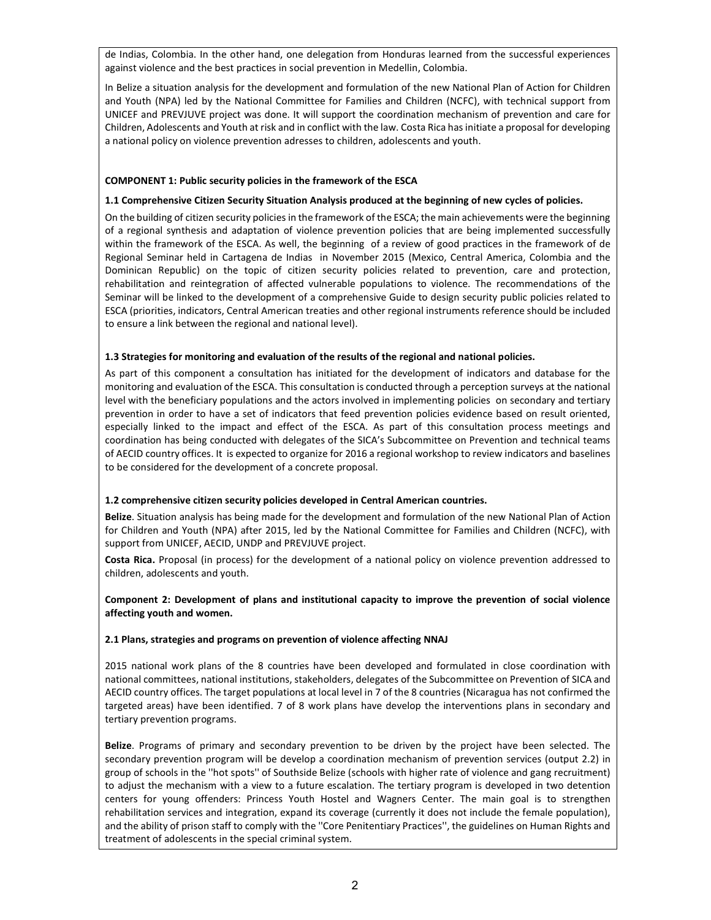de Indias, Colombia. In the other hand, one delegation from Honduras learned from the successful experiences against violence and the best practices in social prevention in Medellin, Colombia.

In Belize a situation analysis for the development and formulation of the new National Plan of Action for Children and Youth (NPA) led by the National Committee for Families and Children (NCFC), with technical support from UNICEF and PREVJUVE project was done. It will support the coordination mechanism of prevention and care for Children, Adolescents and Youth at risk and in conflict with the law. Costa Rica has initiate a proposal for developing a national policy on violence prevention adresses to children, adolescents and youth.

**COMPONENT 1: Public security policies in the framework of the ESCA**

**1.1 Comprehensive Citizen Security Situation Analysis produced at the beginning of new cycles of policies.**

On the building of citizen security policies in the framework of the ESCA; the main achievements were the beginning of a regional synthesis and adaptation of violence prevention policies that are being implemented successfully within the framework of the ESCA. As well, the beginning of a review of good practices in the framework of de Regional Seminar held in Cartagena de Indias in November 2015 (Mexico, Central America, Colombia and the Dominican Republic) on the topic of citizen security policies related to prevention, care and protection, rehabilitation and reintegration of affected vulnerable populations to violence. The recommendations of the Seminar will be linked to the development of a comprehensive Guide to design security public policies related to ESCA (priorities, indicators, Central American treaties and other regional instruments reference should be included to ensure a link between the regional and national level).

**1.3 Strategies for monitoring and evaluation of the results of the regional and national policies.**

As part of this component a consultation has initiated for the development of indicators and database for the monitoring and evaluation of the ESCA. This consultation is conducted through a perception surveys at the national level with the beneficiary populations and the actors involved in implementing policies on secondary and tertiary prevention in order to have a set of indicators that feed prevention policies evidence based on result oriented, especially linked to the impact and effect of the ESCA. As part of this consultation process meetings and coordination has being conducted with delegates of the SICA's Subcommittee on Prevention and technical teams of AECID country offices. It is expected to organize for 2016 a regional workshop to review indicators and baselines to be considered for the development of a concrete proposal.

**1.2 comprehensive citizen security policies developed in Central American countries.**

**Belize**. Situation analysis has being made for the development and formulation of the new National Plan of Action for Children and Youth (NPA) after 2015, led by the National Committee for Families and Children (NCFC), with support from UNICEF, AECID, UNDP and PREVJUVE project.

**Costa Rica.** Proposal (in process) for the development of a national policy on violence prevention addressed to children, adolescents and youth.

**Component 2: Development of plans and institutional capacity to improve the prevention of social violence affecting youth and women.**

**2.1 Plans, strategies and programs on prevention of violence affecting NNAJ**

2015 national work plans of the 8 countries have been developed and formulated in close coordination with national committees, national institutions, stakeholders, delegates of the Subcommittee on Prevention of SICA and AECID country offices. The target populations at local level in 7 of the 8 countries (Nicaragua has not confirmed the targeted areas) have been identified. 7 of 8 work plans have develop the interventions plans in secondary and tertiary prevention programs.

**Belize**. Programs of primary and secondary prevention to be driven by the project have been selected. The secondary prevention program will be develop a coordination mechanism of prevention services (output 2.2) in group of schools in the ''hot spots'' of Southside Belize (schools with higher rate of violence and gang recruitment) to adjust the mechanism with a view to a future escalation. The tertiary program is developed in two detention centers for young offenders: Princess Youth Hostel and Wagners Center. The main goal is to strengthen rehabilitation services and integration, expand its coverage (currently it does not include the female population), and the ability of prison staff to comply with the ''Core Penitentiary Practices'', the guidelines on Human Rights and treatment of adolescents in the special criminal system.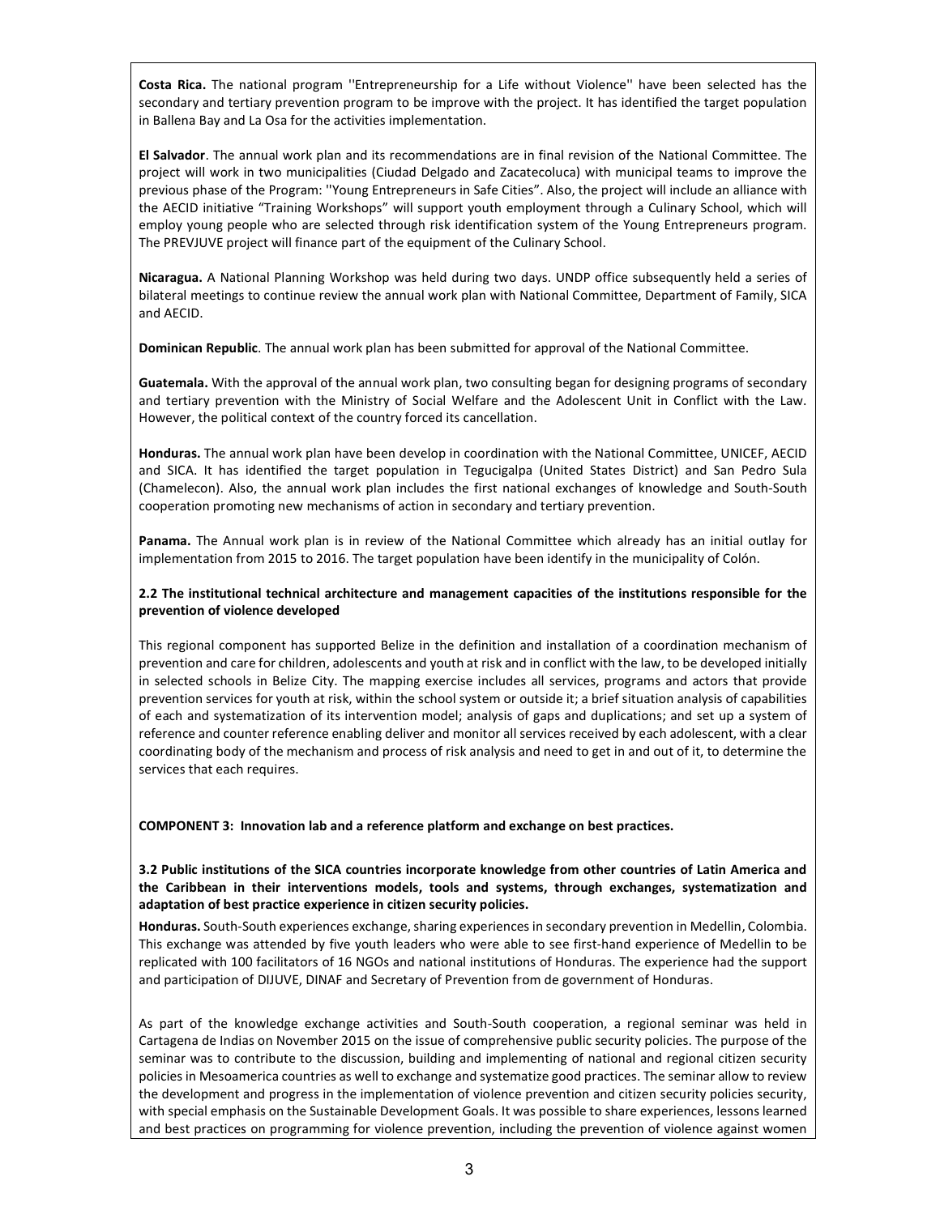**Costa Rica.** The national program ''Entrepreneurship for a Life without Violence'' have been selected has the secondary and tertiary prevention program to be improve with the project. It has identified the target population in Ballena Bay and La Osa for the activities implementation.

**El Salvador**. The annual work plan and its recommendations are in final revision of the National Committee. The project will work in two municipalities (Ciudad Delgado and Zacatecoluca) with municipal teams to improve the previous phase of the Program: ''Young Entrepreneurs in Safe Cities". Also, the project will include an alliance with the AECID initiative "Training Workshops" will support youth employment through a Culinary School, which will employ young people who are selected through risk identification system of the Young Entrepreneurs program. The PREVJUVE project will finance part of the equipment of the Culinary School.

**Nicaragua.** A National Planning Workshop was held during two days. UNDP office subsequently held a series of bilateral meetings to continue review the annual work plan with National Committee, Department of Family, SICA and AECID.

**Dominican Republic**. The annual work plan has been submitted for approval of the National Committee.

**Guatemala.** With the approval of the annual work plan, two consulting began for designing programs of secondary and tertiary prevention with the Ministry of Social Welfare and the Adolescent Unit in Conflict with the Law. However, the political context of the country forced its cancellation.

**Honduras.** The annual work plan have been develop in coordination with the National Committee, UNICEF, AECID and SICA. It has identified the target population in Tegucigalpa (United States District) and San Pedro Sula (Chamelecon). Also, the annual work plan includes the first national exchanges of knowledge and South-South cooperation promoting new mechanisms of action in secondary and tertiary prevention.

**Panama.** The Annual work plan is in review of the National Committee which already has an initial outlay for implementation from 2015 to 2016. The target population have been identify in the municipality of Colón.

**2.2 The institutional technical architecture and management capacities of the institutions responsible for the prevention of violence developed**

This regional component has supported Belize in the definition and installation of a coordination mechanism of prevention and care for children, adolescents and youth at risk and in conflict with the law, to be developed initially in selected schools in Belize City. The mapping exercise includes all services, programs and actors that provide prevention services for youth at risk, within the school system or outside it; a brief situation analysis of capabilities of each and systematization of its intervention model; analysis of gaps and duplications; and set up a system of reference and counter reference enabling deliver and monitor all services received by each adolescent, with a clear coordinating body of the mechanism and process of risk analysis and need to get in and out of it, to determine the services that each requires.

**COMPONENT 3: Innovation lab and a reference platform and exchange on best practices.**

**3.2 Public institutions of the SICA countries incorporate knowledge from other countries of Latin America and the Caribbean in their interventions models, tools and systems, through exchanges, systematization and adaptation of best practice experience in citizen security policies.**

**Honduras.** South-South experiences exchange, sharing experiences in secondary prevention in Medellin, Colombia. This exchange was attended by five youth leaders who were able to see first-hand experience of Medellin to be replicated with 100 facilitators of 16 NGOs and national institutions of Honduras. The experience had the support and participation of DIJUVE, DINAF and Secretary of Prevention from de government of Honduras.

As part of the knowledge exchange activities and South-South cooperation, a regional seminar was held in Cartagena de Indias on November 2015 on the issue of comprehensive public security policies. The purpose of the seminar was to contribute to the discussion, building and implementing of national and regional citizen security policies in Mesoamerica countries as well to exchange and systematize good practices. The seminar allow to review the development and progress in the implementation of violence prevention and citizen security policies security, with special emphasis on the Sustainable Development Goals. It was possible to share experiences, lessons learned and best practices on programming for violence prevention, including the prevention of violence against women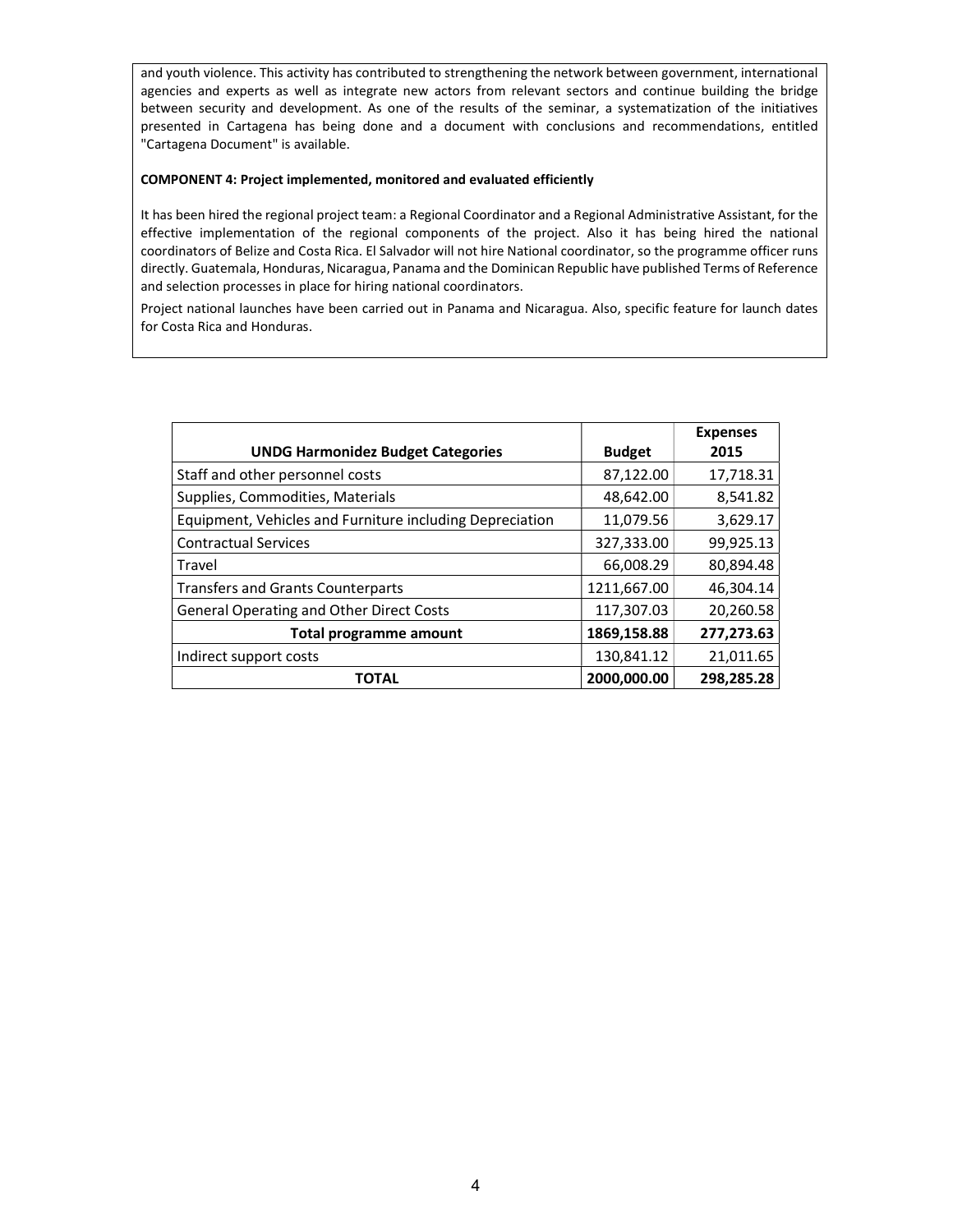and youth violence. This activity has contributed to strengthening the network between government, international agencies and experts as well as integrate new actors from relevant sectors and continue building the bridge between security and development. As one of the results of the seminar, a systematization of the initiatives presented in Cartagena has being done and a document with conclusions and recommendations, entitled "Cartagena Document" is available.

**COMPONENT 4: Project implemented, monitored and evaluated efficiently**

It has been hired the regional project team: a Regional Coordinator and a Regional Administrative Assistant, for the effective implementation of the regional components of the project. Also it has being hired the national coordinators of Belize and Costa Rica. El Salvador will not hire National coordinator, so the programme officer runs directly. Guatemala, Honduras, Nicaragua, Panama and the Dominican Republic have published Terms of Reference and selection processes in place for hiring national coordinators.

Project national launches have been carried out in Panama and Nicaragua. Also, specific feature for launch dates for Costa Rica and Honduras.

| UNDG Harmonidez Budget Categories | Budget | Expenses 2015 |
|---|---|---|
| Staff and other personnel costs | 87,122.00 | 17,718.31 |
| Supplies, Commodities, Materials | 48,642.00 | 8,541.82 |
| Equipment, Vehicles and Furniture including Depreciation | 11,079.56 | 3,629.17 |
| Contractual Services | 327,333.00 | 99,925.13 |
| Travel | 66,008.29 | 80,894.48 |
| Transfers and Grants Counterparts | 1211,667.00 | 46,304.14 |
| General Operating and Other Direct Costs | 117,307.03 | 20,260.58 |
| **Total programme amount** | **1869,158.88** | **277,273.63** |
| Indirect support costs | 130,841.12 | 21,011.65 |
| **TOTAL** | **2000,000.00** | **298,285.28** |